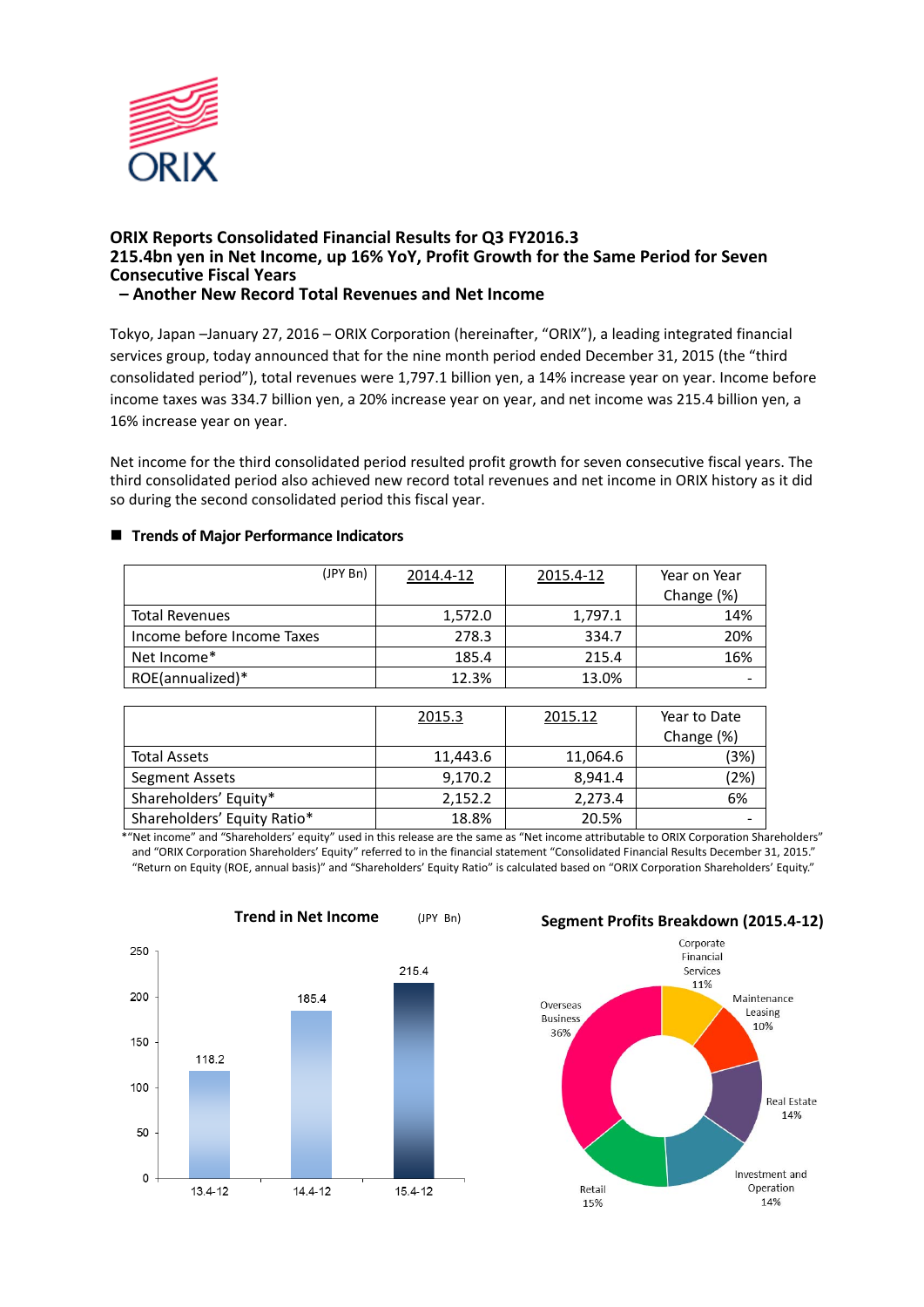ORIX

# ORIX Reports Consolidated Financial Results for Q3 FY2016.3
## 215.4bn yen in Net Income, up 16% YoY, Profit Growth for the Same Period for Seven Consecutive Fiscal Years
## – Another New Record Total Revenues and Net Income

Tokyo, Japan –January 27, 2016 – ORIX Corporation (hereinafter, "ORIX"), a leading integrated financial services group, today announced that for the nine month period ended December 31, 2015 (the "third consolidated period"), total revenues were 1,797.1 billion yen, a 14% increase year on year. Income before income taxes was 334.7 billion yen, a 20% increase year on year, and net income was 215.4 billion yen, a 16% increase year on year.

Net income for the third consolidated period resulted profit growth for seven consecutive fiscal years. The third consolidated period also achieved new record total revenues and net income in ORIX history as it did so during the second consolidated period this fiscal year.

### ■ Trends of Major Performance Indicators

| (JPY Bn) | 2014.4-12 | 2015.4-12 | Year on Year Change (%) |
|---|---|---|---|
| Total Revenues | 1,572.0 | 1,797.1 | 14% |
| Income before Income Taxes | 278.3 | 334.7 | 20% |
| Net Income* | 185.4 | 215.4 | 16% |
| ROE(annualized)* | 12.3% | 13.0% | - |

| | 2015.3 | 2015.12 | Year to Date Change (%) |
|---|---|---|---|
| Total Assets | 11,443.6 | 11,064.6 | (3%) |
| Segment Assets | 9,170.2 | 8,941.4 | (2%) |
| Shareholders' Equity* | 2,152.2 | 2,273.4 | 6% |
| Shareholders' Equity Ratio* | 18.8% | 20.5% | - |

*"Net income" and "Shareholders' equity" used in this release are the same as "Net income attributable to ORIX Corporation Shareholders" and "ORIX Corporation Shareholders' Equity" referred to in the financial statement "Consolidated Financial Results December 31, 2015." "Return on Equity (ROE, annual basis)" and "Shareholders' Equity Ratio" is calculated based on "ORIX Corporation Shareholders' Equity."

**Trend in Net Income** (JPY Bn)

| Period | Net Income |
|---|---|
| 13.4-12 | 118.2 |
| 14.4-12 | 185.4 |
| 15.4-12 | 215.4 |

**Segment Profits Breakdown (2015.4-12)**

| Segment | Share |
|---|---|
| Corporate Financial Services | 11% |
| Maintenance Leasing | 10% |
| Real Estate | 14% |
| Investment and Operation | 14% |
| Retail | 15% |
| Overseas Business | 36% |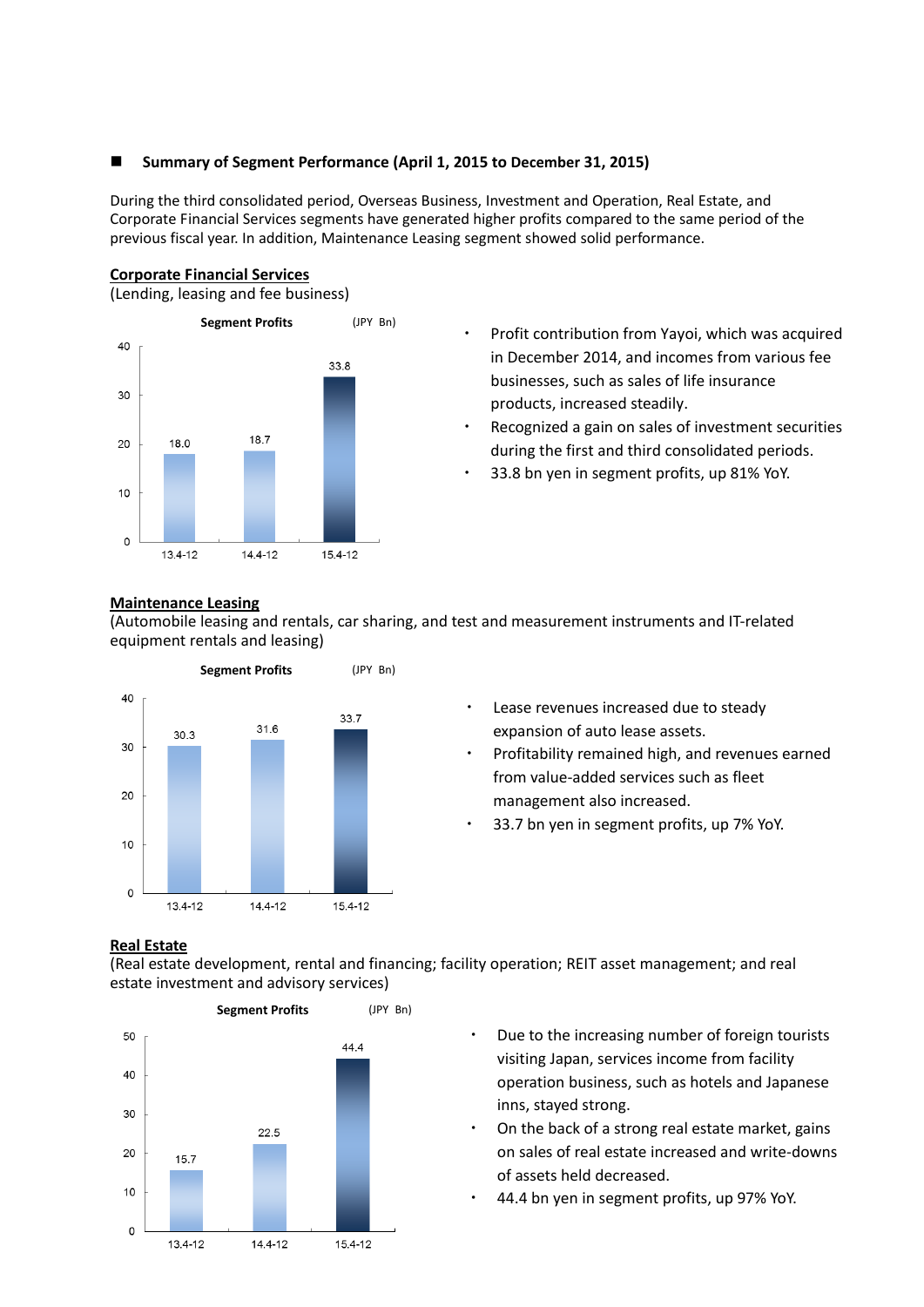## ■ Summary of Segment Performance (April 1, 2015 to December 31, 2015)

During the third consolidated period, Overseas Business, Investment and Operation, Real Estate, and Corporate Financial Services segments have generated higher profits compared to the same period of the previous fiscal year. In addition, Maintenance Leasing segment showed solid performance.

### Corporate Financial Services

(Lending, leasing and fee business)

**Segment Profits** (JPY Bn)

| Period | Segment Profits |
|---|---|
| 13.4-12 | 18.0 |
| 14.4-12 | 18.7 |
| 15.4-12 | 33.8 |

- Profit contribution from Yayoi, which was acquired in December 2014, and incomes from various fee businesses, such as sales of life insurance products, increased steadily.
- Recognized a gain on sales of investment securities during the first and third consolidated periods.
- 33.8 bn yen in segment profits, up 81% YoY.

### Maintenance Leasing

(Automobile leasing and rentals, car sharing, and test and measurement instruments and IT-related equipment rentals and leasing)

**Segment Profits** (JPY Bn)

| Period | Segment Profits |
|---|---|
| 13.4-12 | 30.3 |
| 14.4-12 | 31.6 |
| 15.4-12 | 33.7 |

- Lease revenues increased due to steady expansion of auto lease assets.
- Profitability remained high, and revenues earned from value-added services such as fleet management also increased.
- 33.7 bn yen in segment profits, up 7% YoY.

### Real Estate

(Real estate development, rental and financing; facility operation; REIT asset management; and real estate investment and advisory services)

**Segment Profits** (JPY Bn)

| Period | Segment Profits |
|---|---|
| 13.4-12 | 15.7 |
| 14.4-12 | 22.5 |
| 15.4-12 | 44.4 |

- Due to the increasing number of foreign tourists visiting Japan, services income from facility operation business, such as hotels and Japanese inns, stayed strong.
- On the back of a strong real estate market, gains on sales of real estate increased and write-downs of assets held decreased.
- 44.4 bn yen in segment profits, up 97% YoY.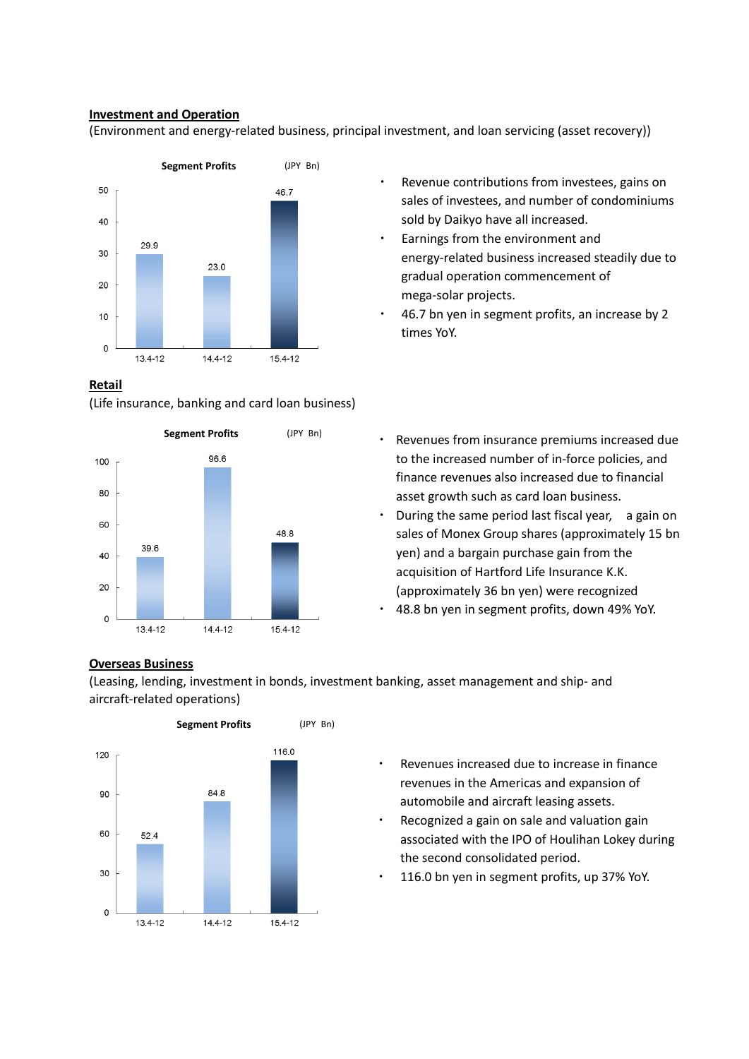**Investment and Operation**

(Environment and energy-related business, principal investment, and loan servicing (asset recovery))

Segment Profits (JPY Bn)

| | 13.4-12 | 14.4-12 | 15.4-12 |
|---|---|---|---|
| Segment Profits | 29.9 | 23.0 | 46.7 |

- Revenue contributions from investees, gains on sales of investees, and number of condominiums sold by Daikyo have all increased.
- Earnings from the environment and energy-related business increased steadily due to gradual operation commencement of mega-solar projects.
- 46.7 bn yen in segment profits, an increase by 2 times YoY.

**Retail**

(Life insurance, banking and card loan business)

Segment Profits (JPY Bn)

| | 13.4-12 | 14.4-12 | 15.4-12 |
|---|---|---|---|
| Segment Profits | 39.6 | 96.6 | 48.8 |

- Revenues from insurance premiums increased due to the increased number of in-force policies, and finance revenues also increased due to financial asset growth such as card loan business.
- During the same period last fiscal year, a gain on sales of Monex Group shares (approximately 15 bn yen) and a bargain purchase gain from the acquisition of Hartford Life Insurance K.K. (approximately 36 bn yen) were recognized
- 48.8 bn yen in segment profits, down 49% YoY.

**Overseas Business**

(Leasing, lending, investment in bonds, investment banking, asset management and ship- and aircraft-related operations)

Segment Profits (JPY Bn)

| | 13.4-12 | 14.4-12 | 15.4-12 |
|---|---|---|---|
| Segment Profits | 52.4 | 84.8 | 116.0 |

- Revenues increased due to increase in finance revenues in the Americas and expansion of automobile and aircraft leasing assets.
- Recognized a gain on sale and valuation gain associated with the IPO of Houlihan Lokey during the second consolidated period.
- 116.0 bn yen in segment profits, up 37% YoY.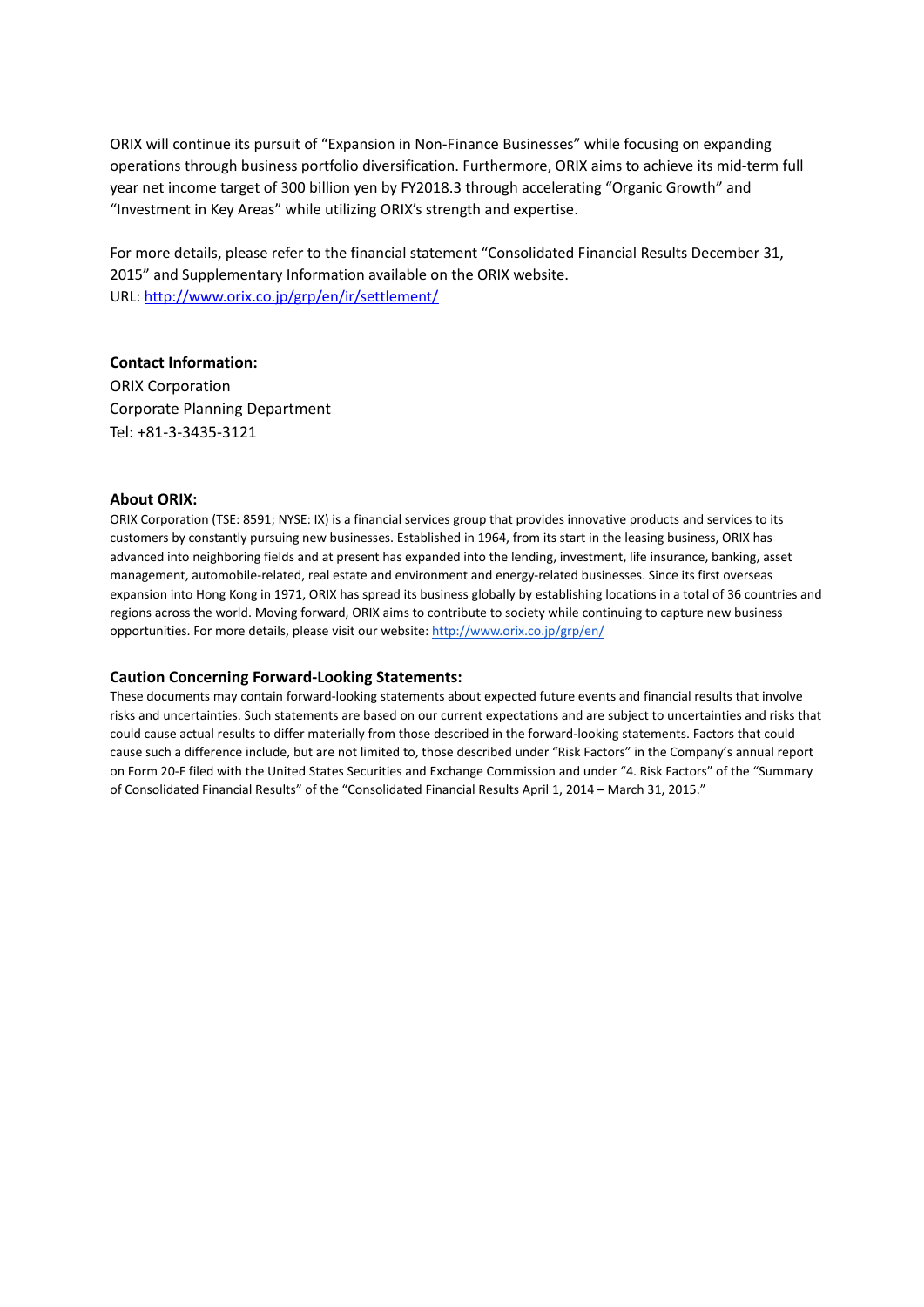ORIX will continue its pursuit of “Expansion in Non-Finance Businesses” while focusing on expanding operations through business portfolio diversification. Furthermore, ORIX aims to achieve its mid-term full year net income target of 300 billion yen by FY2018.3 through accelerating “Organic Growth” and “Investment in Key Areas” while utilizing ORIX’s strength and expertise.

For more details, please refer to the financial statement “Consolidated Financial Results December 31, 2015” and Supplementary Information available on the ORIX website.
URL: http://www.orix.co.jp/grp/en/ir/settlement/

**Contact Information:**
ORIX Corporation
Corporate Planning Department
Tel: +81-3-3435-3121

**About ORIX:**

ORIX Corporation (TSE: 8591; NYSE: IX) is a financial services group that provides innovative products and services to its customers by constantly pursuing new businesses. Established in 1964, from its start in the leasing business, ORIX has advanced into neighboring fields and at present has expanded into the lending, investment, life insurance, banking, asset management, automobile-related, real estate and environment and energy-related businesses. Since its first overseas expansion into Hong Kong in 1971, ORIX has spread its business globally by establishing locations in a total of 36 countries and regions across the world. Moving forward, ORIX aims to contribute to society while continuing to capture new business opportunities. For more details, please visit our website: http://www.orix.co.jp/grp/en/

**Caution Concerning Forward-Looking Statements:**

These documents may contain forward-looking statements about expected future events and financial results that involve risks and uncertainties. Such statements are based on our current expectations and are subject to uncertainties and risks that could cause actual results to differ materially from those described in the forward-looking statements. Factors that could cause such a difference include, but are not limited to, those described under “Risk Factors” in the Company’s annual report on Form 20-F filed with the United States Securities and Exchange Commission and under “4. Risk Factors” of the “Summary of Consolidated Financial Results” of the “Consolidated Financial Results April 1, 2014 – March 31, 2015.”